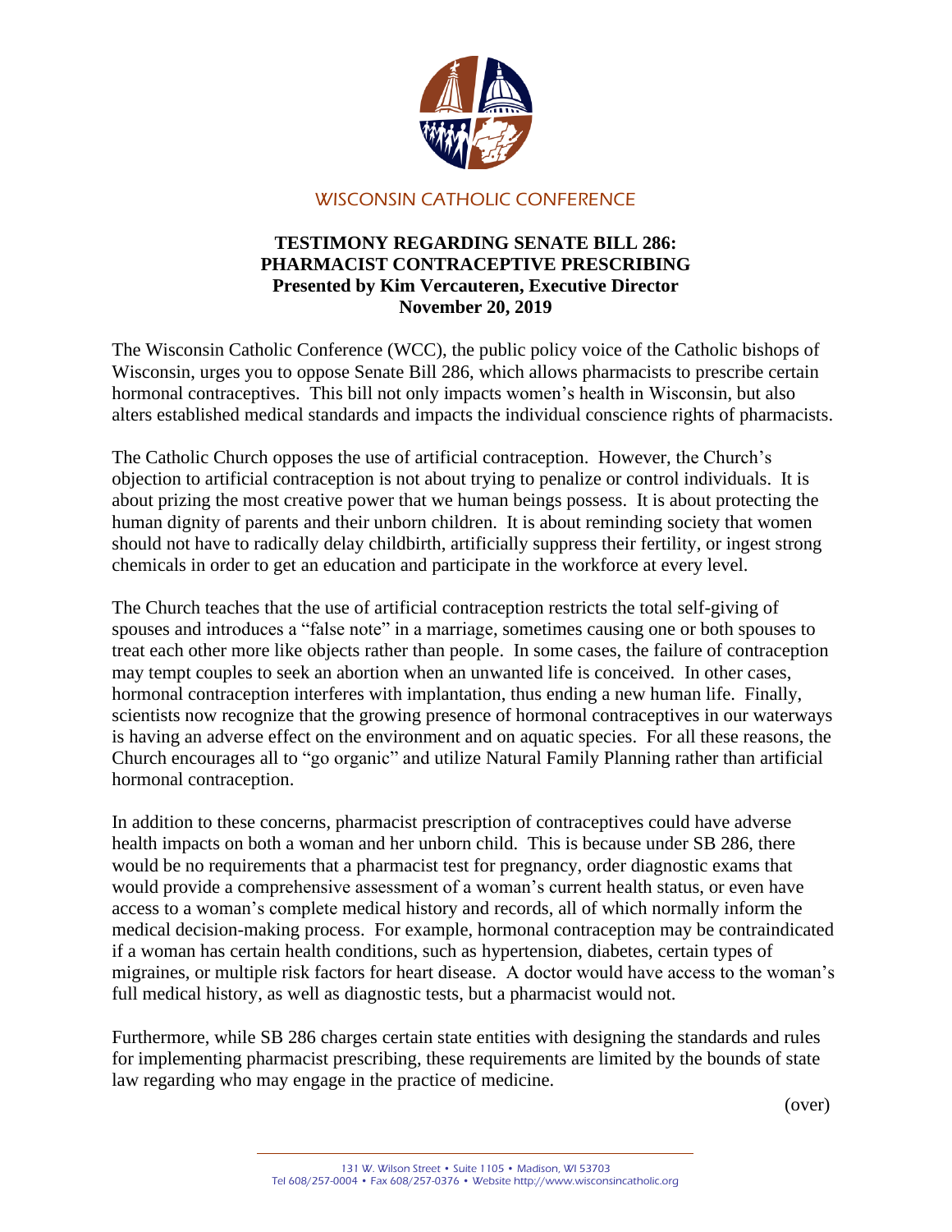WISCONSIN CATHOLIC CONFERENCE

# TESTIMONY REGARDING SENATE BILL 286: PHARMACIST CONTRACEPTIVE PRESCRIBING

**Presented by Kim Vercauteren, Executive Director**
**November 20, 2019**

The Wisconsin Catholic Conference (WCC), the public policy voice of the Catholic bishops of Wisconsin, urges you to oppose Senate Bill 286, which allows pharmacists to prescribe certain hormonal contraceptives. This bill not only impacts women's health in Wisconsin, but also alters established medical standards and impacts the individual conscience rights of pharmacists.

The Catholic Church opposes the use of artificial contraception. However, the Church's objection to artificial contraception is not about trying to penalize or control individuals. It is about prizing the most creative power that we human beings possess. It is about protecting the human dignity of parents and their unborn children. It is about reminding society that women should not have to radically delay childbirth, artificially suppress their fertility, or ingest strong chemicals in order to get an education and participate in the workforce at every level.

The Church teaches that the use of artificial contraception restricts the total self-giving of spouses and introduces a "false note" in a marriage, sometimes causing one or both spouses to treat each other more like objects rather than people. In some cases, the failure of contraception may tempt couples to seek an abortion when an unwanted life is conceived. In other cases, hormonal contraception interferes with implantation, thus ending a new human life. Finally, scientists now recognize that the growing presence of hormonal contraceptives in our waterways is having an adverse effect on the environment and on aquatic species. For all these reasons, the Church encourages all to "go organic" and utilize Natural Family Planning rather than artificial hormonal contraception.

In addition to these concerns, pharmacist prescription of contraceptives could have adverse health impacts on both a woman and her unborn child. This is because under SB 286, there would be no requirements that a pharmacist test for pregnancy, order diagnostic exams that would provide a comprehensive assessment of a woman's current health status, or even have access to a woman's complete medical history and records, all of which normally inform the medical decision-making process. For example, hormonal contraception may be contraindicated if a woman has certain health conditions, such as hypertension, diabetes, certain types of migraines, or multiple risk factors for heart disease. A doctor would have access to the woman's full medical history, as well as diagnostic tests, but a pharmacist would not.

Furthermore, while SB 286 charges certain state entities with designing the standards and rules for implementing pharmacist prescribing, these requirements are limited by the bounds of state law regarding who may engage in the practice of medicine.

(over)

131 W. Wilson Street • Suite 1105 • Madison, WI 53703
Tel 608/257-0004 • Fax 608/257-0376 • Website http://www.wisconsincatholic.org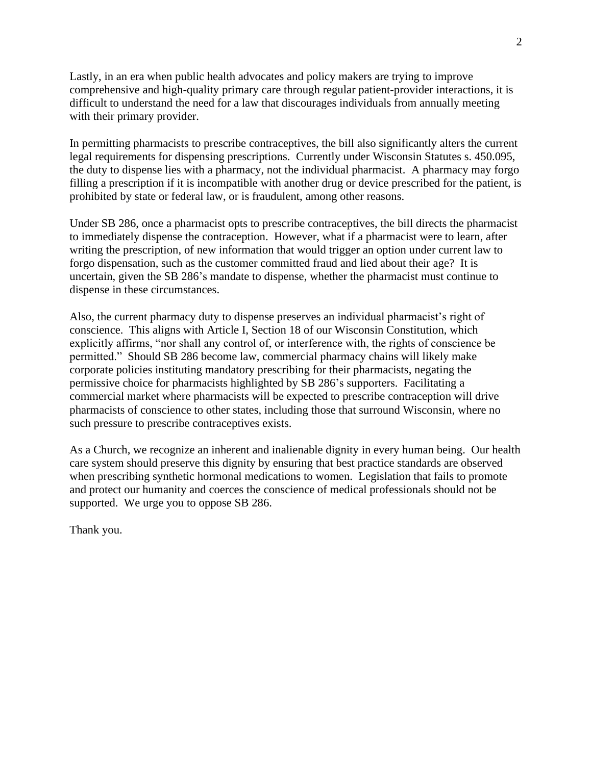Lastly, in an era when public health advocates and policy makers are trying to improve comprehensive and high-quality primary care through regular patient-provider interactions, it is difficult to understand the need for a law that discourages individuals from annually meeting with their primary provider.

In permitting pharmacists to prescribe contraceptives, the bill also significantly alters the current legal requirements for dispensing prescriptions. Currently under Wisconsin Statutes s. 450.095, the duty to dispense lies with a pharmacy, not the individual pharmacist. A pharmacy may forgo filling a prescription if it is incompatible with another drug or device prescribed for the patient, is prohibited by state or federal law, or is fraudulent, among other reasons.

Under SB 286, once a pharmacist opts to prescribe contraceptives, the bill directs the pharmacist to immediately dispense the contraception. However, what if a pharmacist were to learn, after writing the prescription, of new information that would trigger an option under current law to forgo dispensation, such as the customer committed fraud and lied about their age? It is uncertain, given the SB 286's mandate to dispense, whether the pharmacist must continue to dispense in these circumstances.

Also, the current pharmacy duty to dispense preserves an individual pharmacist's right of conscience. This aligns with Article I, Section 18 of our Wisconsin Constitution, which explicitly affirms, "nor shall any control of, or interference with, the rights of conscience be permitted." Should SB 286 become law, commercial pharmacy chains will likely make corporate policies instituting mandatory prescribing for their pharmacists, negating the permissive choice for pharmacists highlighted by SB 286's supporters. Facilitating a commercial market where pharmacists will be expected to prescribe contraception will drive pharmacists of conscience to other states, including those that surround Wisconsin, where no such pressure to prescribe contraceptives exists.

As a Church, we recognize an inherent and inalienable dignity in every human being. Our health care system should preserve this dignity by ensuring that best practice standards are observed when prescribing synthetic hormonal medications to women. Legislation that fails to promote and protect our humanity and coerces the conscience of medical professionals should not be supported. We urge you to oppose SB 286.

Thank you.